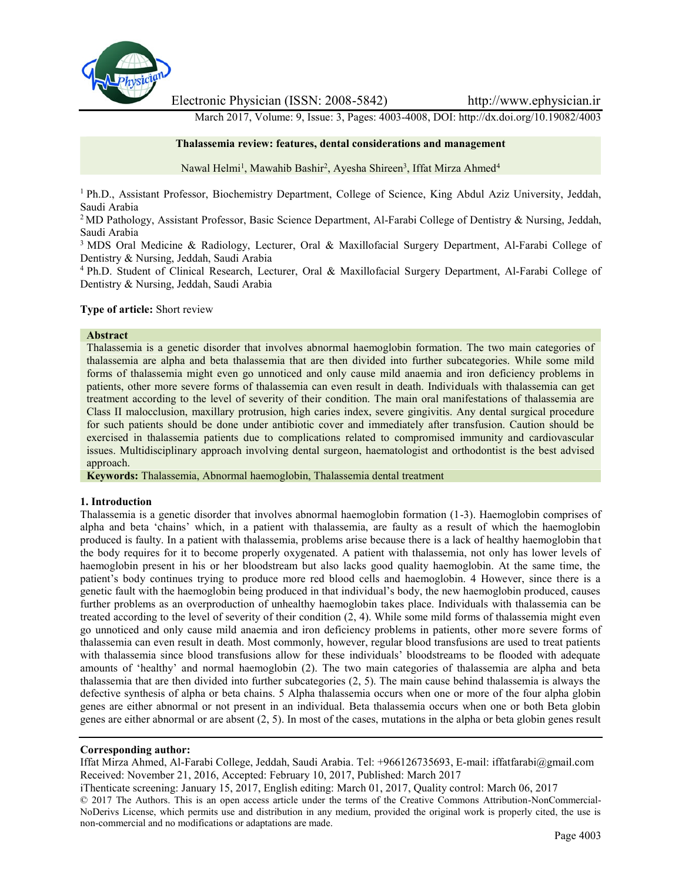# Thalassemia review: features, dental considerations and management

Nawal Helmi[1], Mawahib Bashir[2], Ayesha Shireen[3], Iffat Mirza Ahmed[4]

[1] Ph.D., Assistant Professor, Biochemistry Department, College of Science, King Abdul Aziz University, Jeddah, Saudi Arabia

[2] MD Pathology, Assistant Professor, Basic Science Department, Al-Farabi College of Dentistry & Nursing, Jeddah, Saudi Arabia

[3] MDS Oral Medicine & Radiology, Lecturer, Oral & Maxillofacial Surgery Department, Al-Farabi College of Dentistry & Nursing, Jeddah, Saudi Arabia

[4] Ph.D. Student of Clinical Research, Lecturer, Oral & Maxillofacial Surgery Department, Al-Farabi College of Dentistry & Nursing, Jeddah, Saudi Arabia

**Type of article:** Short review

## Abstract

Thalassemia is a genetic disorder that involves abnormal haemoglobin formation. The two main categories of thalassemia are alpha and beta thalassemia that are then divided into further subcategories. While some mild forms of thalassemia might even go unnoticed and only cause mild anaemia and iron deficiency problems in patients, other more severe forms of thalassemia can even result in death. Individuals with thalassemia can get treatment according to the level of severity of their condition. The main oral manifestations of thalassemia are Class II malocclusion, maxillary protrusion, high caries index, severe gingivitis. Any dental surgical procedure for such patients should be done under antibiotic cover and immediately after transfusion. Caution should be exercised in thalassemia patients due to complications related to compromised immunity and cardiovascular issues. Multidisciplinary approach involving dental surgeon, haematologist and orthodontist is the best advised approach.

**Keywords:** Thalassemia, Abnormal haemoglobin, Thalassemia dental treatment

## 1. Introduction

Thalassemia is a genetic disorder that involves abnormal haemoglobin formation (1-3). Haemoglobin comprises of alpha and beta 'chains' which, in a patient with thalassemia, are faulty as a result of which the haemoglobin produced is faulty. In a patient with thalassemia, problems arise because there is a lack of healthy haemoglobin that the body requires for it to become properly oxygenated. A patient with thalassemia, not only has lower levels of haemoglobin present in his or her bloodstream but also lacks good quality haemoglobin. At the same time, the patient's body continues trying to produce more red blood cells and haemoglobin. 4 However, since there is a genetic fault with the haemoglobin being produced in that individual's body, the new haemoglobin produced, causes further problems as an overproduction of unhealthy haemoglobin takes place. Individuals with thalassemia can be treated according to the level of severity of their condition (2, 4). While some mild forms of thalassemia might even go unnoticed and only cause mild anaemia and iron deficiency problems in patients, other more severe forms of thalassemia can even result in death. Most commonly, however, regular blood transfusions are used to treat patients with thalassemia since blood transfusions allow for these individuals' bloodstreams to be flooded with adequate amounts of 'healthy' and normal haemoglobin (2). The two main categories of thalassemia are alpha and beta thalassemia that are then divided into further subcategories (2, 5). The main cause behind thalassemia is always the defective synthesis of alpha or beta chains. 5 Alpha thalassemia occurs when one or more of the four alpha globin genes are either abnormal or not present in an individual. Beta thalassemia occurs when one or both Beta globin genes are either abnormal or are absent (2, 5). In most of the cases, mutations in the alpha or beta globin genes result

**Corresponding author:**

Iffat Mirza Ahmed, Al-Farabi College, Jeddah, Saudi Arabia. Tel: +966126735693, E-mail: iffatfarabi@gmail.com

Received: November 21, 2016, Accepted: February 10, 2017, Published: March 2017

iThenticate screening: January 15, 2017, English editing: March 01, 2017, Quality control: March 06, 2017

© 2017 The Authors. This is an open access article under the terms of the Creative Commons Attribution-NonCommercial-NoDerivs License, which permits use and distribution in any medium, provided the original work is properly cited, the use is non-commercial and no modifications or adaptations are made.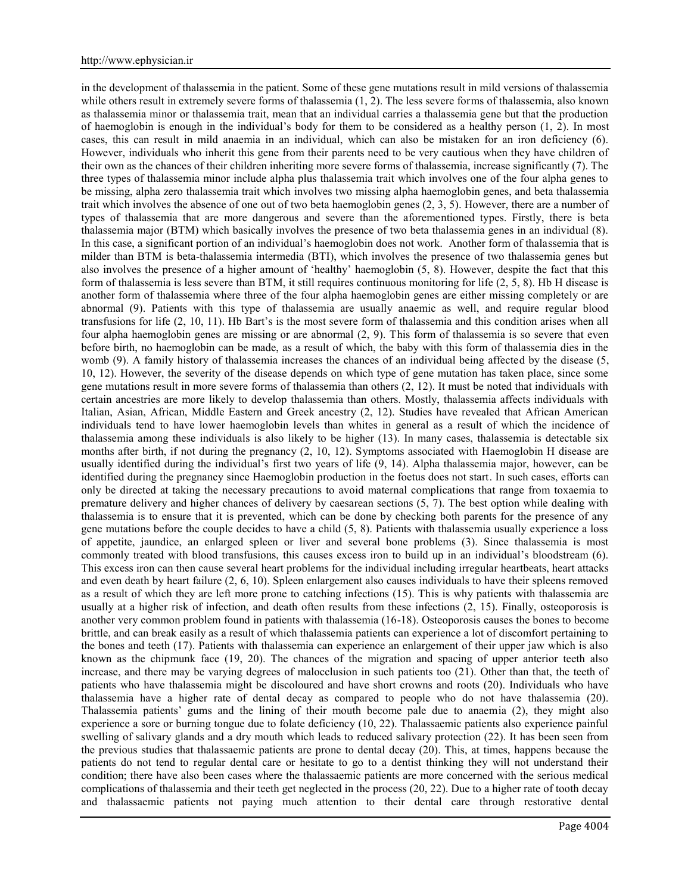in the development of thalassemia in the patient. Some of these gene mutations result in mild versions of thalassemia while others result in extremely severe forms of thalassemia (1, 2). The less severe forms of thalassemia, also known as thalassemia minor or thalassemia trait, mean that an individual carries a thalassemia gene but that the production of haemoglobin is enough in the individual's body for them to be considered as a healthy person (1, 2). In most cases, this can result in mild anaemia in an individual, which can also be mistaken for an iron deficiency (6). However, individuals who inherit this gene from their parents need to be very cautious when they have children of their own as the chances of their children inheriting more severe forms of thalassemia, increase significantly (7). The three types of thalassemia minor include alpha plus thalassemia trait which involves one of the four alpha genes to be missing, alpha zero thalassemia trait which involves two missing alpha haemoglobin genes, and beta thalassemia trait which involves the absence of one out of two beta haemoglobin genes (2, 3, 5). However, there are a number of types of thalassemia that are more dangerous and severe than the aforementioned types. Firstly, there is beta thalassemia major (BTM) which basically involves the presence of two beta thalassemia genes in an individual (8). In this case, a significant portion of an individual's haemoglobin does not work. Another form of thalassemia that is milder than BTM is beta-thalassemia intermedia (BTI), which involves the presence of two thalassemia genes but also involves the presence of a higher amount of 'healthy' haemoglobin (5, 8). However, despite the fact that this form of thalassemia is less severe than BTM, it still requires continuous monitoring for life (2, 5, 8). Hb H disease is another form of thalassemia where three of the four alpha haemoglobin genes are either missing completely or are abnormal (9). Patients with this type of thalassemia are usually anaemic as well, and require regular blood transfusions for life (2, 10, 11). Hb Bart's is the most severe form of thalassemia and this condition arises when all four alpha haemoglobin genes are missing or are abnormal (2, 9). This form of thalassemia is so severe that even before birth, no haemoglobin can be made, as a result of which, the baby with this form of thalassemia dies in the womb (9). A family history of thalassemia increases the chances of an individual being affected by the disease (5, 10, 12). However, the severity of the disease depends on which type of gene mutation has taken place, since some gene mutations result in more severe forms of thalassemia than others (2, 12). It must be noted that individuals with certain ancestries are more likely to develop thalassemia than others. Mostly, thalassemia affects individuals with Italian, Asian, African, Middle Eastern and Greek ancestry (2, 12). Studies have revealed that African American individuals tend to have lower haemoglobin levels than whites in general as a result of which the incidence of thalassemia among these individuals is also likely to be higher (13). In many cases, thalassemia is detectable six months after birth, if not during the pregnancy (2, 10, 12). Symptoms associated with Haemoglobin H disease are usually identified during the individual's first two years of life (9, 14). Alpha thalassemia major, however, can be identified during the pregnancy since Haemoglobin production in the foetus does not start. In such cases, efforts can only be directed at taking the necessary precautions to avoid maternal complications that range from toxaemia to premature delivery and higher chances of delivery by caesarean sections (5, 7). The best option while dealing with thalassemia is to ensure that it is prevented, which can be done by checking both parents for the presence of any gene mutations before the couple decides to have a child (5, 8). Patients with thalassemia usually experience a loss of appetite, jaundice, an enlarged spleen or liver and several bone problems (3). Since thalassemia is most commonly treated with blood transfusions, this causes excess iron to build up in an individual's bloodstream (6). This excess iron can then cause several heart problems for the individual including irregular heartbeats, heart attacks and even death by heart failure (2, 6, 10). Spleen enlargement also causes individuals to have their spleens removed as a result of which they are left more prone to catching infections (15). This is why patients with thalassemia are usually at a higher risk of infection, and death often results from these infections (2, 15). Finally, osteoporosis is another very common problem found in patients with thalassemia (16-18). Osteoporosis causes the bones to become brittle, and can break easily as a result of which thalassemia patients can experience a lot of discomfort pertaining to the bones and teeth (17). Patients with thalassemia can experience an enlargement of their upper jaw which is also known as the chipmunk face (19, 20). The chances of the migration and spacing of upper anterior teeth also increase, and there may be varying degrees of malocclusion in such patients too (21). Other than that, the teeth of patients who have thalassemia might be discoloured and have short crowns and roots (20). Individuals who have thalassemia have a higher rate of dental decay as compared to people who do not have thalassemia (20). Thalassemia patients' gums and the lining of their mouth become pale due to anaemia (2), they might also experience a sore or burning tongue due to folate deficiency (10, 22). Thalassaemic patients also experience painful swelling of salivary glands and a dry mouth which leads to reduced salivary protection (22). It has been seen from the previous studies that thalassaemic patients are prone to dental decay (20). This, at times, happens because the patients do not tend to regular dental care or hesitate to go to a dentist thinking they will not understand their condition; there have also been cases where the thalassaemic patients are more concerned with the serious medical complications of thalassemia and their teeth get neglected in the process (20, 22). Due to a higher rate of tooth decay and thalassaemic patients not paying much attention to their dental care through restorative dental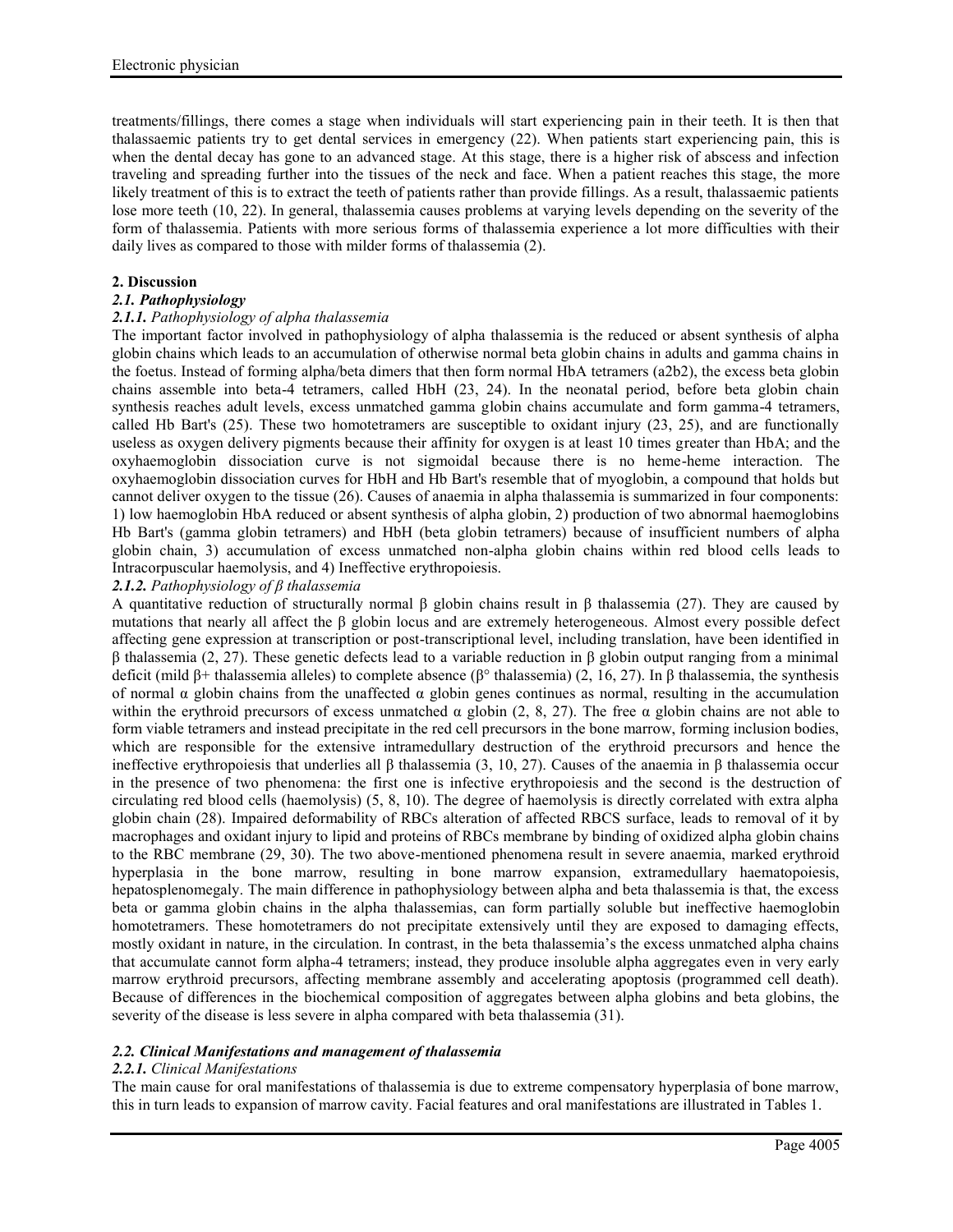treatments/fillings, there comes a stage when individuals will start experiencing pain in their teeth. It is then that thalassaemic patients try to get dental services in emergency (22). When patients start experiencing pain, this is when the dental decay has gone to an advanced stage. At this stage, there is a higher risk of abscess and infection traveling and spreading further into the tissues of the neck and face. When a patient reaches this stage, the more likely treatment of this is to extract the teeth of patients rather than provide fillings. As a result, thalassaemic patients lose more teeth (10, 22). In general, thalassemia causes problems at varying levels depending on the severity of the form of thalassemia. Patients with more serious forms of thalassemia experience a lot more difficulties with their daily lives as compared to those with milder forms of thalassemia (2).

## 2. Discussion

### *2.1. Pathophysiology*

#### *2.1.1. Pathophysiology of alpha thalassemia*

The important factor involved in pathophysiology of alpha thalassemia is the reduced or absent synthesis of alpha globin chains which leads to an accumulation of otherwise normal beta globin chains in adults and gamma chains in the foetus. Instead of forming alpha/beta dimers that then form normal HbA tetramers (a2b2), the excess beta globin chains assemble into beta-4 tetramers, called HbH (23, 24). In the neonatal period, before beta globin chain synthesis reaches adult levels, excess unmatched gamma globin chains accumulate and form gamma-4 tetramers, called Hb Bart's (25). These two homotetramers are susceptible to oxidant injury (23, 25), and are functionally useless as oxygen delivery pigments because their affinity for oxygen is at least 10 times greater than HbA; and the oxyhaemoglobin dissociation curve is not sigmoidal because there is no heme-heme interaction. The oxyhaemoglobin dissociation curves for HbH and Hb Bart's resemble that of myoglobin, a compound that holds but cannot deliver oxygen to the tissue (26). Causes of anaemia in alpha thalassemia is summarized in four components: 1) low haemoglobin HbA reduced or absent synthesis of alpha globin, 2) production of two abnormal haemoglobins Hb Bart's (gamma globin tetramers) and HbH (beta globin tetramers) because of insufficient numbers of alpha globin chain, 3) accumulation of excess unmatched non-alpha globin chains within red blood cells leads to Intracorpuscular haemolysis, and 4) Ineffective erythropoiesis.

#### *2.1.2. Pathophysiology of β thalassemia*

A quantitative reduction of structurally normal β globin chains result in β thalassemia (27). They are caused by mutations that nearly all affect the β globin locus and are extremely heterogeneous. Almost every possible defect affecting gene expression at transcription or post-transcriptional level, including translation, have been identified in β thalassemia (2, 27). These genetic defects lead to a variable reduction in β globin output ranging from a minimal deficit (mild β+ thalassemia alleles) to complete absence (β° thalassemia) (2, 16, 27). In β thalassemia, the synthesis of normal α globin chains from the unaffected α globin genes continues as normal, resulting in the accumulation within the erythroid precursors of excess unmatched α globin (2, 8, 27). The free α globin chains are not able to form viable tetramers and instead precipitate in the red cell precursors in the bone marrow, forming inclusion bodies, which are responsible for the extensive intramedullary destruction of the erythroid precursors and hence the ineffective erythropoiesis that underlies all β thalassemia (3, 10, 27). Causes of the anaemia in β thalassemia occur in the presence of two phenomena: the first one is infective erythropoiesis and the second is the destruction of circulating red blood cells (haemolysis) (5, 8, 10). The degree of haemolysis is directly correlated with extra alpha globin chain (28). Impaired deformability of RBCs alteration of affected RBCS surface, leads to removal of it by macrophages and oxidant injury to lipid and proteins of RBCs membrane by binding of oxidized alpha globin chains to the RBC membrane (29, 30). The two above-mentioned phenomena result in severe anaemia, marked erythroid hyperplasia in the bone marrow, resulting in bone marrow expansion, extramedullary haematopoiesis, hepatosplenomegaly. The main difference in pathophysiology between alpha and beta thalassemia is that, the excess beta or gamma globin chains in the alpha thalassemias, can form partially soluble but ineffective haemoglobin homotetramers. These homotetramers do not precipitate extensively until they are exposed to damaging effects, mostly oxidant in nature, in the circulation. In contrast, in the beta thalassemia's the excess unmatched alpha chains that accumulate cannot form alpha-4 tetramers; instead, they produce insoluble alpha aggregates even in very early marrow erythroid precursors, affecting membrane assembly and accelerating apoptosis (programmed cell death). Because of differences in the biochemical composition of aggregates between alpha globins and beta globins, the severity of the disease is less severe in alpha compared with beta thalassemia (31).

### *2.2. Clinical Manifestations and management of thalassemia*

#### *2.2.1. Clinical Manifestations*

The main cause for oral manifestations of thalassemia is due to extreme compensatory hyperplasia of bone marrow, this in turn leads to expansion of marrow cavity. Facial features and oral manifestations are illustrated in Tables 1.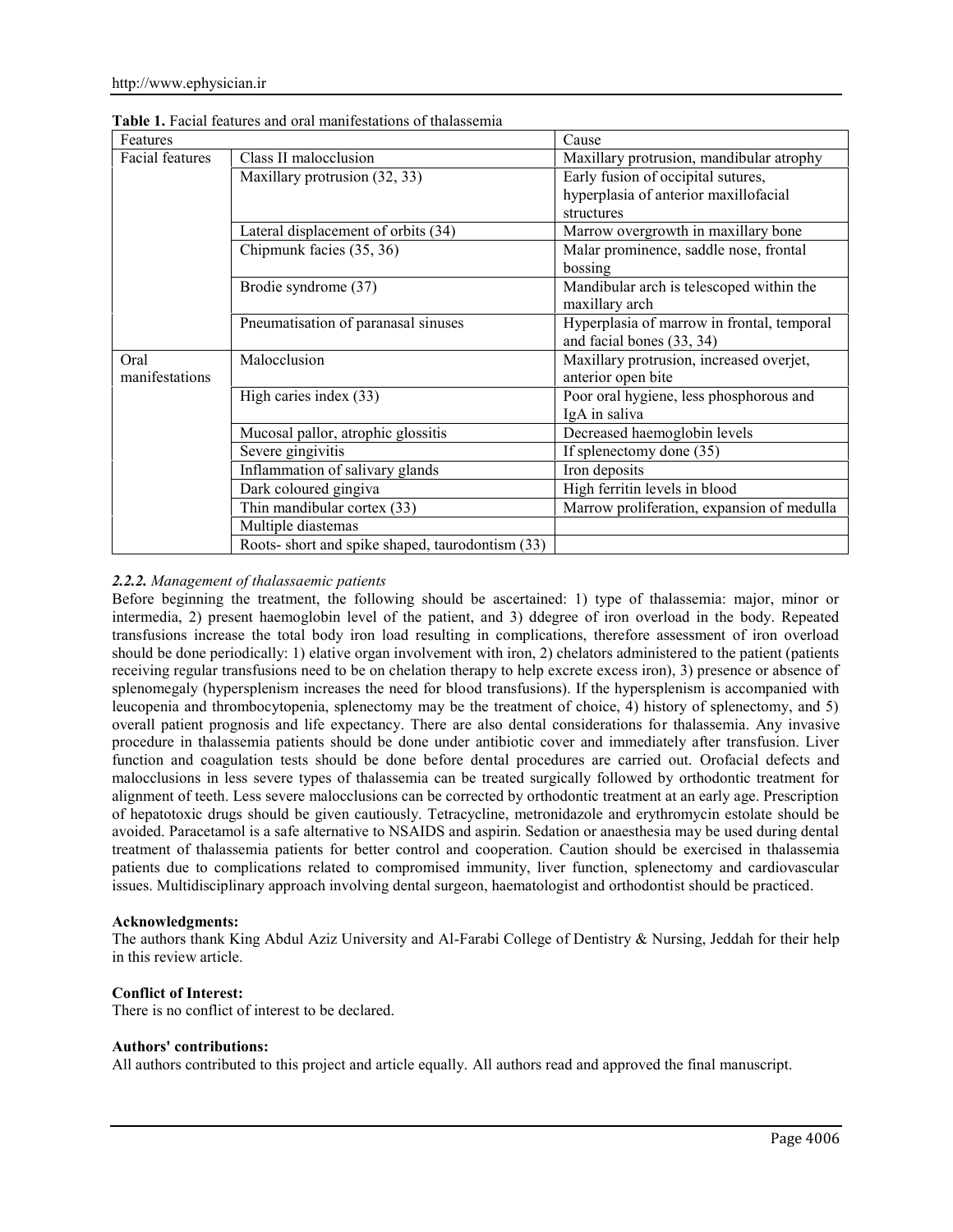**Table 1.** Facial features and oral manifestations of thalassemia

| Features | | Cause |
|---|---|---|
| Facial features | Class II malocclusion | Maxillary protrusion, mandibular atrophy |
| | Maxillary protrusion (32, 33) | Early fusion of occipital sutures, hyperplasia of anterior maxillofacial structures |
| | Lateral displacement of orbits (34) | Marrow overgrowth in maxillary bone |
| | Chipmunk facies (35, 36) | Malar prominence, saddle nose, frontal bossing |
| | Brodie syndrome (37) | Mandibular arch is telescoped within the maxillary arch |
| | Pneumatisation of paranasal sinuses | Hyperplasia of marrow in frontal, temporal and facial bones (33, 34) |
| Oral manifestations | Malocclusion | Maxillary protrusion, increased overjet, anterior open bite |
| | High caries index (33) | Poor oral hygiene, less phosphorous and IgA in saliva |
| | Mucosal pallor, atrophic glossitis | Decreased haemoglobin levels |
| | Severe gingivitis | If splenectomy done (35) |
| | Inflammation of salivary glands | Iron deposits |
| | Dark coloured gingiva | High ferritin levels in blood |
| | Thin mandibular cortex (33) | Marrow proliferation, expansion of medulla |
| | Multiple diastemas | |
| | Roots- short and spike shaped, taurodontism (33) | |

#### *2.2.2. Management of thalassaemic patients*

Before beginning the treatment, the following should be ascertained: 1) type of thalassemia: major, minor or intermedia, 2) present haemoglobin level of the patient, and 3) ddegree of iron overload in the body. Repeated transfusions increase the total body iron load resulting in complications, therefore assessment of iron overload should be done periodically: 1) elative organ involvement with iron, 2) chelators administered to the patient (patients receiving regular transfusions need to be on chelation therapy to help excrete excess iron), 3) presence or absence of splenomegaly (hypersplenism increases the need for blood transfusions). If the hypersplenism is accompanied with leucopenia and thrombocytopenia, splenectomy may be the treatment of choice, 4) history of splenectomy, and 5) overall patient prognosis and life expectancy. There are also dental considerations for thalassemia. Any invasive procedure in thalassemia patients should be done under antibiotic cover and immediately after transfusion. Liver function and coagulation tests should be done before dental procedures are carried out. Orofacial defects and malocclusions in less severe types of thalassemia can be treated surgically followed by orthodontic treatment for alignment of teeth. Less severe malocclusions can be corrected by orthodontic treatment at an early age. Prescription of hepatotoxic drugs should be given cautiously. Tetracycline, metronidazole and erythromycin estolate should be avoided. Paracetamol is a safe alternative to NSAIDS and aspirin. Sedation or anaesthesia may be used during dental treatment of thalassemia patients for better control and cooperation. Caution should be exercised in thalassemia patients due to complications related to compromised immunity, liver function, splenectomy and cardiovascular issues. Multidisciplinary approach involving dental surgeon, haematologist and orthodontist should be practiced.

**Acknowledgments:**

The authors thank King Abdul Aziz University and Al-Farabi College of Dentistry & Nursing, Jeddah for their help in this review article.

**Conflict of Interest:**

There is no conflict of interest to be declared.

**Authors' contributions:**

All authors contributed to this project and article equally. All authors read and approved the final manuscript.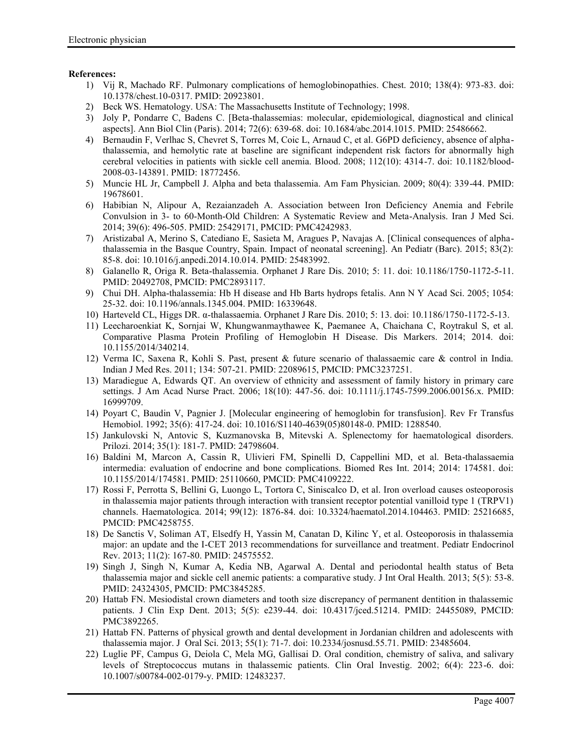**References:**

1) Vij R, Machado RF. Pulmonary complications of hemoglobinopathies. Chest. 2010; 138(4): 973-83. doi: 10.1378/chest.10-0317. PMID: 20923801.
2) Beck WS. Hematology. USA: The Massachusetts Institute of Technology; 1998.
3) Joly P, Pondarre C, Badens C. [Beta-thalassemias: molecular, epidemiological, diagnostical and clinical aspects]. Ann Biol Clin (Paris). 2014; 72(6): 639-68. doi: 10.1684/abc.2014.1015. PMID: 25486662.
4) Bernaudin F, Verlhac S, Chevret S, Torres M, Coic L, Arnaud C, et al. G6PD deficiency, absence of alpha-thalassemia, and hemolytic rate at baseline are significant independent risk factors for abnormally high cerebral velocities in patients with sickle cell anemia. Blood. 2008; 112(10): 4314-7. doi: 10.1182/blood-2008-03-143891. PMID: 18772456.
5) Muncie HL Jr, Campbell J. Alpha and beta thalassemia. Am Fam Physician. 2009; 80(4): 339-44. PMID: 19678601.
6) Habibian N, Alipour A, Rezaianzadeh A. Association between Iron Deficiency Anemia and Febrile Convulsion in 3- to 60-Month-Old Children: A Systematic Review and Meta-Analysis. Iran J Med Sci. 2014; 39(6): 496-505. PMID: 25429171, PMCID: PMC4242983.
7) Aristizabal A, Merino S, Catediano E, Sasieta M, Aragues P, Navajas A. [Clinical consequences of alpha-thalassemia in the Basque Country, Spain. Impact of neonatal screening]. An Pediatr (Barc). 2015; 83(2): 85-8. doi: 10.1016/j.anpedi.2014.10.014. PMID: 25483992.
8) Galanello R, Origa R. Beta-thalassemia. Orphanet J Rare Dis. 2010; 5: 11. doi: 10.1186/1750-1172-5-11. PMID: 20492708, PMCID: PMC2893117.
9) Chui DH. Alpha-thalassemia: Hb H disease and Hb Barts hydrops fetalis. Ann N Y Acad Sci. 2005; 1054: 25-32. doi: 10.1196/annals.1345.004. PMID: 16339648.
10) Harteveld CL, Higgs DR. α-thalassaemia. Orphanet J Rare Dis. 2010; 5: 13. doi: 10.1186/1750-1172-5-13.
11) Leecharoenkiat K, Sornjai W, Khungwanmaythawee K, Paemanee A, Chaichana C, Roytrakul S, et al. Comparative Plasma Protein Profiling of Hemoglobin H Disease. Dis Markers. 2014; 2014. doi: 10.1155/2014/340214.
12) Verma IC, Saxena R, Kohli S. Past, present & future scenario of thalassaemic care & control in India. Indian J Med Res. 2011; 134: 507-21. PMID: 22089615, PMCID: PMC3237251.
13) Maradiegue A, Edwards QT. An overview of ethnicity and assessment of family history in primary care settings. J Am Acad Nurse Pract. 2006; 18(10): 447-56. doi: 10.1111/j.1745-7599.2006.00156.x. PMID: 16999709.
14) Poyart C, Baudin V, Pagnier J. [Molecular engineering of hemoglobin for transfusion]. Rev Fr Transfus Hemobiol. 1992; 35(6): 417-24. doi: 10.1016/S1140-4639(05)80148-0. PMID: 1288540.
15) Jankulovski N, Antovic S, Kuzmanovska B, Mitevski A. Splenectomy for haematological disorders. Prilozi. 2014; 35(1): 181-7. PMID: 24798604.
16) Baldini M, Marcon A, Cassin R, Ulivieri FM, Spinelli D, Cappellini MD, et al. Beta-thalassaemia intermedia: evaluation of endocrine and bone complications. Biomed Res Int. 2014; 2014: 174581. doi: 10.1155/2014/174581. PMID: 25110660, PMCID: PMC4109222.
17) Rossi F, Perrotta S, Bellini G, Luongo L, Tortora C, Siniscalco D, et al. Iron overload causes osteoporosis in thalassemia major patients through interaction with transient receptor potential vanilloid type 1 (TRPV1) channels. Haematologica. 2014; 99(12): 1876-84. doi: 10.3324/haematol.2014.104463. PMID: 25216685, PMCID: PMC4258755.
18) De Sanctis V, Soliman AT, Elsedfy H, Yassin M, Canatan D, Kilinc Y, et al. Osteoporosis in thalassemia major: an update and the I-CET 2013 recommendations for surveillance and treatment. Pediatr Endocrinol Rev. 2013; 11(2): 167-80. PMID: 24575552.
19) Singh J, Singh N, Kumar A, Kedia NB, Agarwal A. Dental and periodontal health status of Beta thalassemia major and sickle cell anemic patients: a comparative study. J Int Oral Health. 2013; 5(5): 53-8. PMID: 24324305, PMCID: PMC3845285.
20) Hattab FN. Mesiodistal crown diameters and tooth size discrepancy of permanent dentition in thalassemic patients. J Clin Exp Dent. 2013; 5(5): e239-44. doi: 10.4317/jced.51214. PMID: 24455089, PMCID: PMC3892265.
21) Hattab FN. Patterns of physical growth and dental development in Jordanian children and adolescents with thalassemia major. J Oral Sci. 2013; 55(1): 71-7. doi: 10.2334/josnusd.55.71. PMID: 23485604.
22) Luglie PF, Campus G, Deiola C, Mela MG, Gallisai D. Oral condition, chemistry of saliva, and salivary levels of Streptococcus mutans in thalassemic patients. Clin Oral Investig. 2002; 6(4): 223-6. doi: 10.1007/s00784-002-0179-y. PMID: 12483237.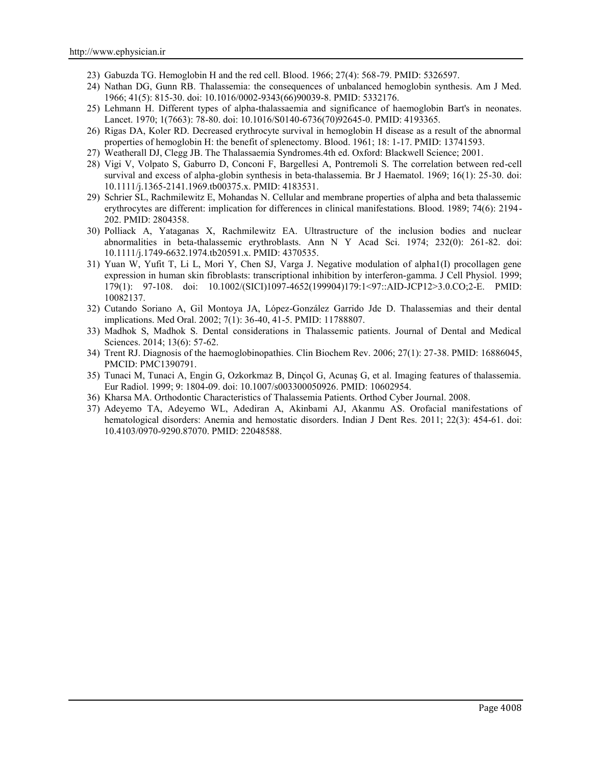23) Gabuzda TG. Hemoglobin H and the red cell. Blood. 1966; 27(4): 568-79. PMID: 5326597.
24) Nathan DG, Gunn RB. Thalassemia: the consequences of unbalanced hemoglobin synthesis. Am J Med. 1966; 41(5): 815-30. doi: 10.1016/0002-9343(66)90039-8. PMID: 5332176.
25) Lehmann H. Different types of alpha-thalassaemia and significance of haemoglobin Bart's in neonates. Lancet. 1970; 1(7663): 78-80. doi: 10.1016/S0140-6736(70)92645-0. PMID: 4193365.
26) Rigas DA, Koler RD. Decreased erythrocyte survival in hemoglobin H disease as a result of the abnormal properties of hemoglobin H: the benefit of splenectomy. Blood. 1961; 18: 1-17. PMID: 13741593.
27) Weatherall DJ, Clegg JB. The Thalassaemia Syndromes.4th ed. Oxford: Blackwell Science; 2001.
28) Vigi V, Volpato S, Gaburro D, Conconi F, Bargellesi A, Pontremoli S. The correlation between red-cell survival and excess of alpha-globin synthesis in beta-thalassemia. Br J Haematol. 1969; 16(1): 25-30. doi: 10.1111/j.1365-2141.1969.tb00375.x. PMID: 4183531.
29) Schrier SL, Rachmilewitz E, Mohandas N. Cellular and membrane properties of alpha and beta thalassemic erythrocytes are different: implication for differences in clinical manifestations. Blood. 1989; 74(6): 2194-202. PMID: 2804358.
30) Polliack A, Yataganas X, Rachmilewitz EA. Ultrastructure of the inclusion bodies and nuclear abnormalities in beta-thalassemic erythroblasts. Ann N Y Acad Sci. 1974; 232(0): 261-82. doi: 10.1111/j.1749-6632.1974.tb20591.x. PMID: 4370535.
31) Yuan W, Yufit T, Li L, Mori Y, Chen SJ, Varga J. Negative modulation of alpha1(I) procollagen gene expression in human skin fibroblasts: transcriptional inhibition by interferon-gamma. J Cell Physiol. 1999; 179(1): 97-108. doi: 10.1002/(SICI)1097-4652(199904)179:1<97::AID-JCP12>3.0.CO;2-E. PMID: 10082137.
32) Cutando Soriano A, Gil Montoya JA, López-González Garrido Jde D. Thalassemias and their dental implications. Med Oral. 2002; 7(1): 36-40, 41-5. PMID: 11788807.
33) Madhok S, Madhok S. Dental considerations in Thalassemic patients. Journal of Dental and Medical Sciences. 2014; 13(6): 57-62.
34) Trent RJ. Diagnosis of the haemoglobinopathies. Clin Biochem Rev. 2006; 27(1): 27-38. PMID: 16886045, PMCID: PMC1390791.
35) Tunaci M, Tunaci A, Engin G, Ozkorkmaz B, Dinçol G, Acunaş G, et al. Imaging features of thalassemia. Eur Radiol. 1999; 9: 1804-09. doi: 10.1007/s003300050926. PMID: 10602954.
36) Kharsa MA. Orthodontic Characteristics of Thalassemia Patients. Orthod Cyber Journal. 2008.
37) Adeyemo TA, Adeyemo WL, Adediran A, Akinbami AJ, Akanmu AS. Orofacial manifestations of hematological disorders: Anemia and hemostatic disorders. Indian J Dent Res. 2011; 22(3): 454-61. doi: 10.4103/0970-9290.87070. PMID: 22048588.